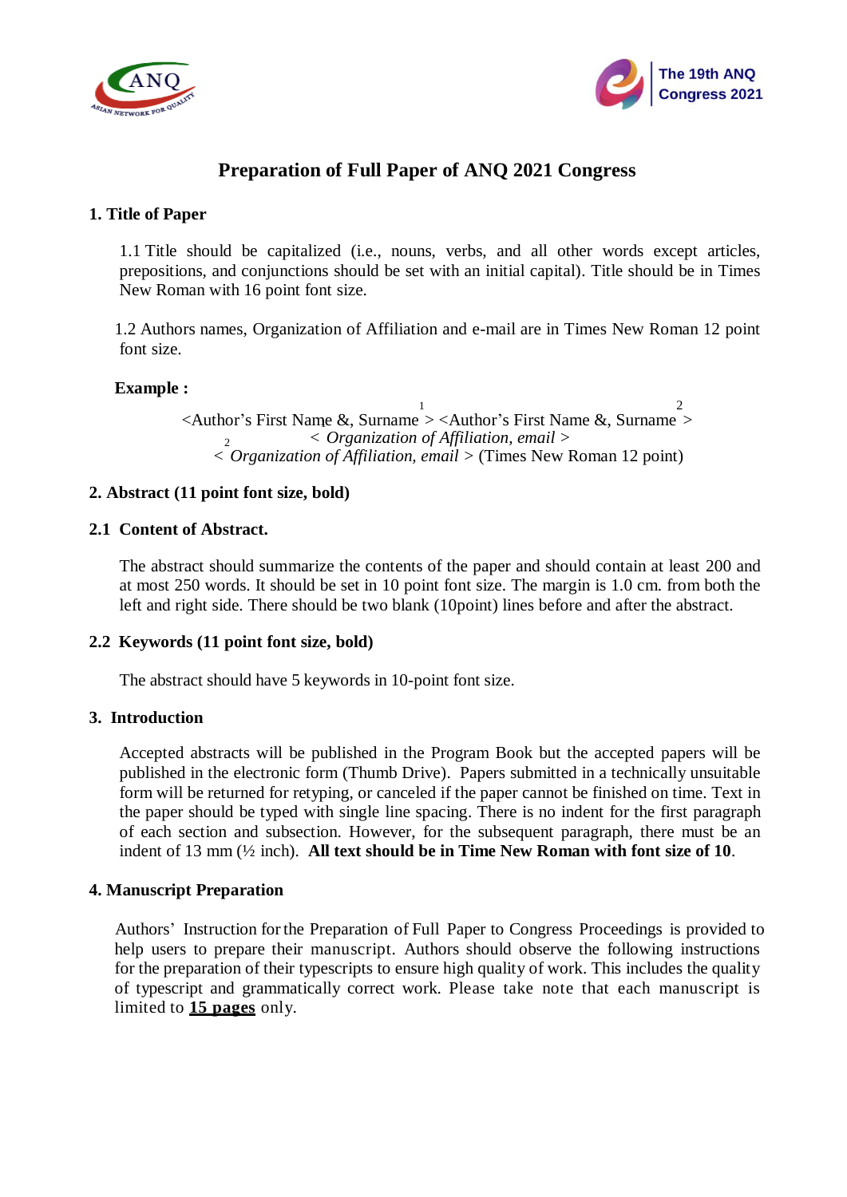# Preparation of Full Paper of ANQ 2021 Congress

## 1. Title of Paper

1.1 Title should be capitalized (i.e., nouns, verbs, and all other words except articles, prepositions, and conjunctions should be set with an initial capital). Title should be in Times New Roman with 16 point font size.

1.2 Authors names, Organization of Affiliation and e-mail are in Times New Roman 12 point font size.

**Example :**

<Author's First Name &, Surname [1] > <Author's First Name &, Surname [2] >
< *Organization of Affiliation, email* >
[2] < *Organization of Affiliation, email* > (Times New Roman 12 point)

## 2. Abstract (11 point font size, bold)

### 2.1 Content of Abstract.

The abstract should summarize the contents of the paper and should contain at least 200 and at most 250 words. It should be set in 10 point font size. The margin is 1.0 cm. from both the left and right side. There should be two blank (10point) lines before and after the abstract.

### 2.2 Keywords (11 point font size, bold)

The abstract should have 5 keywords in 10-point font size.

## 3. Introduction

Accepted abstracts will be published in the Program Book but the accepted papers will be published in the electronic form (Thumb Drive). Papers submitted in a technically unsuitable form will be returned for retyping, or canceled if the paper cannot be finished on time. Text in the paper should be typed with single line spacing. There is no indent for the first paragraph of each section and subsection. However, for the subsequent paragraph, there must be an indent of 13 mm (½ inch). **All text should be in Time New Roman with font size of 10**.

## 4. Manuscript Preparation

Authors' Instruction for the Preparation of Full Paper to Congress Proceedings is provided to help users to prepare their manuscript. Authors should observe the following instructions for the preparation of their typescripts to ensure high quality of work. This includes the quality of typescript and grammatically correct work. Please take note that each manuscript is limited to **15 pages** only.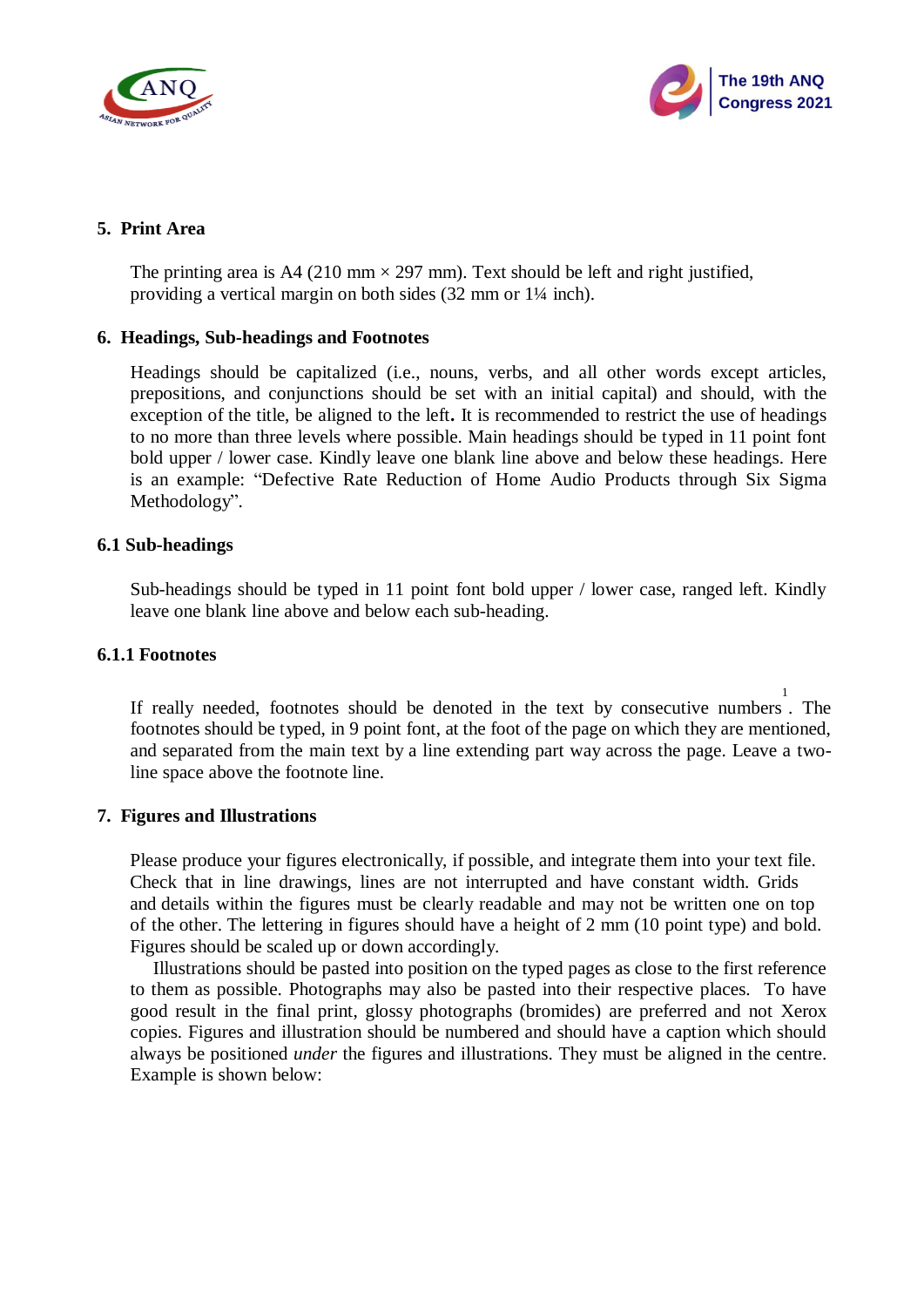## 5. Print Area

The printing area is A4 (210 mm × 297 mm). Text should be left and right justified, providing a vertical margin on both sides (32 mm or 1¼ inch).

## 6. Headings, Sub-headings and Footnotes

Headings should be capitalized (i.e., nouns, verbs, and all other words except articles, prepositions, and conjunctions should be set with an initial capital) and should, with the exception of the title, be aligned to the left**.** It is recommended to restrict the use of headings to no more than three levels where possible. Main headings should be typed in 11 point font bold upper / lower case. Kindly leave one blank line above and below these headings. Here is an example: "Defective Rate Reduction of Home Audio Products through Six Sigma Methodology".

### 6.1 Sub-headings

Sub-headings should be typed in 11 point font bold upper / lower case, ranged left. Kindly leave one blank line above and below each sub-heading.

#### 6.1.1 Footnotes

If really needed, footnotes should be denoted in the text by consecutive numbers[1]. The footnotes should be typed, in 9 point font, at the foot of the page on which they are mentioned, and separated from the main text by a line extending part way across the page. Leave a two-line space above the footnote line.

## 7. Figures and Illustrations

Please produce your figures electronically, if possible, and integrate them into your text file. Check that in line drawings, lines are not interrupted and have constant width. Grids and details within the figures must be clearly readable and may not be written one on top of the other. The lettering in figures should have a height of 2 mm (10 point type) and bold. Figures should be scaled up or down accordingly.

Illustrations should be pasted into position on the typed pages as close to the first reference to them as possible. Photographs may also be pasted into their respective places. To have good result in the final print, glossy photographs (bromides) are preferred and not Xerox copies. Figures and illustration should be numbered and should have a caption which should always be positioned *under* the figures and illustrations. They must be aligned in the centre. Example is shown below: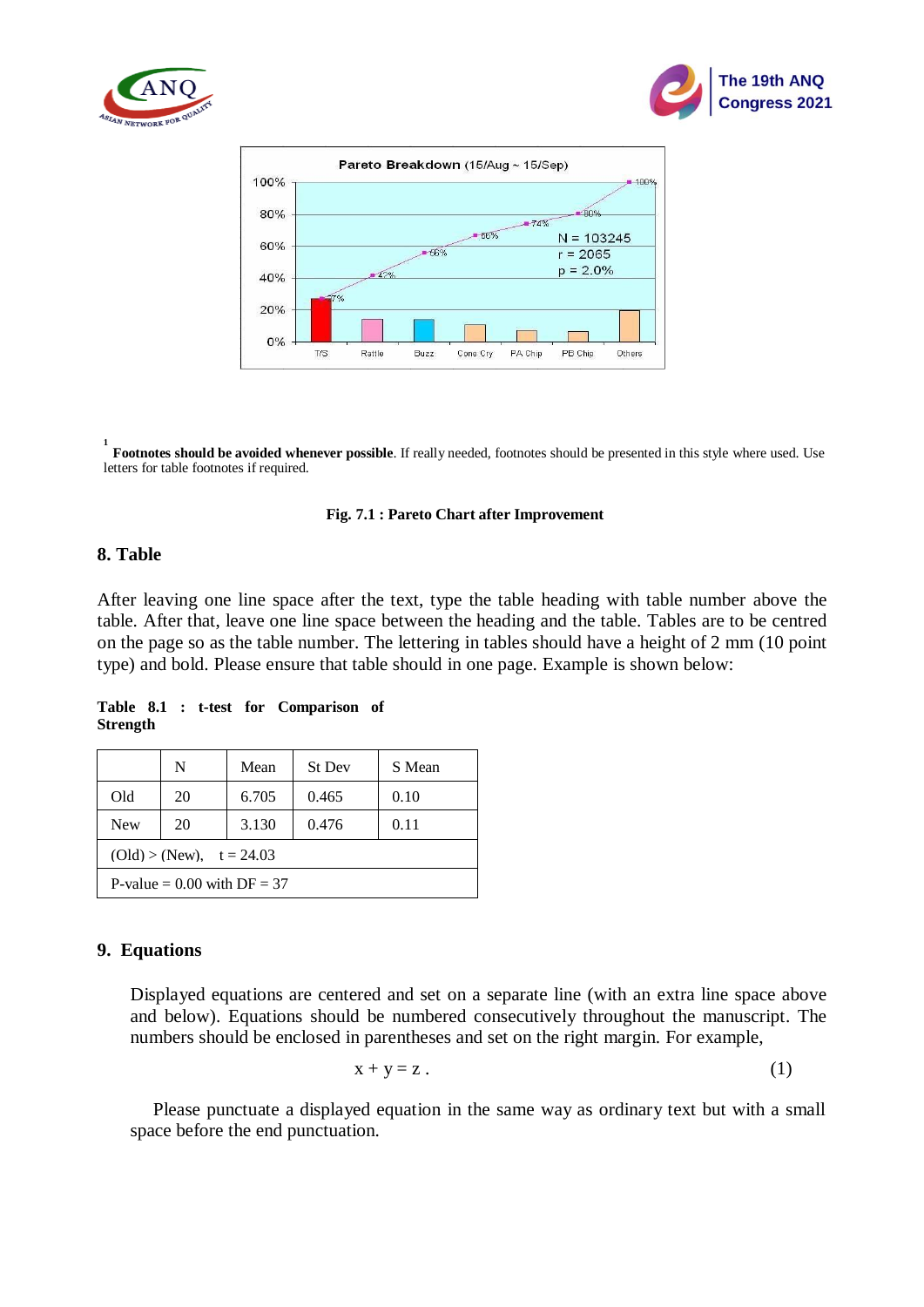Pareto Breakdown (15/Aug ~ 15/Sep)

100%
80%
60%
40%
20%
0%

27%
42%
56%
66%
74%
80%
100%

N = 103245
r = 2065
p = 2.0%

T/S
Rattle
Buzz
Cone Cry
PA Chip
PB Chip
Others

[1] **Footnotes should be avoided whenever possible**. If really needed, footnotes should be presented in this style where used. Use letters for table footnotes if required.

**Fig. 7.1 : Pareto Chart after Improvement**

## 8. Table

After leaving one line space after the text, type the table heading with table number above the table. After that, leave one line space between the heading and the table. Tables are to be centred on the page so as the table number. The lettering in tables should have a height of 2 mm (10 point type) and bold. Please ensure that table should in one page. Example is shown below:

**Table 8.1 : t-test for Comparison of Strength**

| | N | Mean | St Dev | S Mean |
|---|---|---|---|---|
| Old | 20 | 6.705 | 0.465 | 0.10 |
| New | 20 | 3.130 | 0.476 | 0.11 |
| (Old) > (New), t = 24.03 | | | | |
| P-value = 0.00 with DF = 37 | | | | |

## 9. Equations

Displayed equations are centered and set on a separate line (with an extra line space above and below). Equations should be numbered consecutively throughout the manuscript. The numbers should be enclosed in parentheses and set on the right margin. For example,

$$x + y = z \ . \tag{1}$$

Please punctuate a displayed equation in the same way as ordinary text but with a small space before the end punctuation.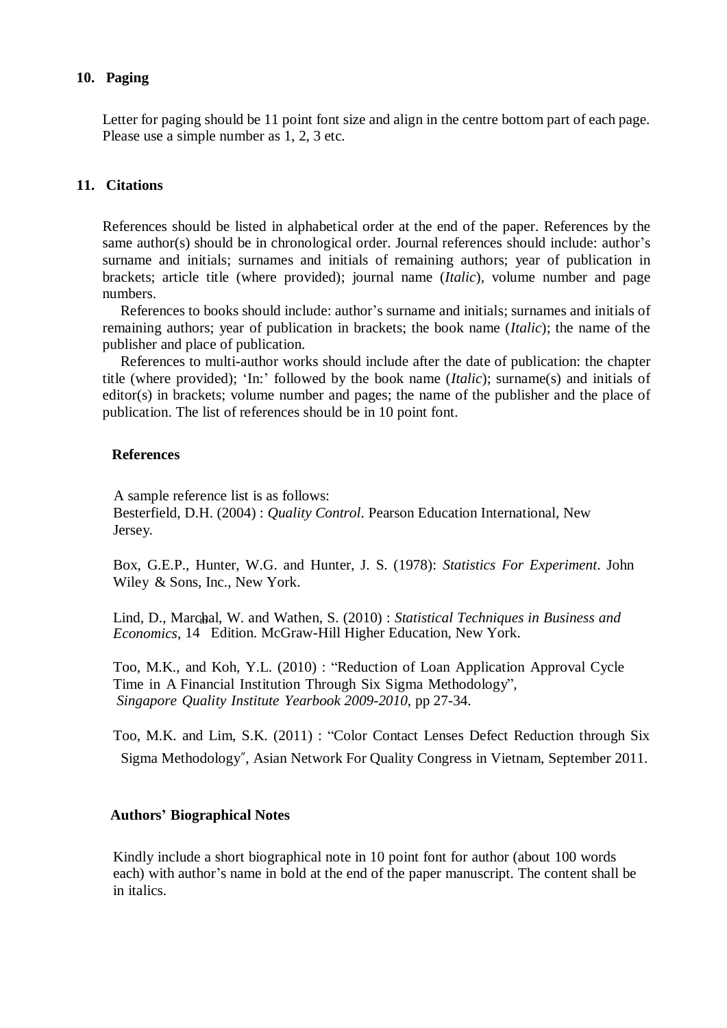## 10. Paging

Letter for paging should be 11 point font size and align in the centre bottom part of each page. Please use a simple number as 1, 2, 3 etc.

## 11. Citations

References should be listed in alphabetical order at the end of the paper. References by the same author(s) should be in chronological order. Journal references should include: author's surname and initials; surnames and initials of remaining authors; year of publication in brackets; article title (where provided); journal name (*Italic*), volume number and page numbers.

References to books should include: author's surname and initials; surnames and initials of remaining authors; year of publication in brackets; the book name (*Italic*); the name of the publisher and place of publication.

References to multi-author works should include after the date of publication: the chapter title (where provided); 'In:' followed by the book name (*Italic*); surname(s) and initials of editor(s) in brackets; volume number and pages; the name of the publisher and the place of publication. The list of references should be in 10 point font.

### References

A sample reference list is as follows:

Besterfield, D.H. (2004) : *Quality Control*. Pearson Education International, New Jersey.

Box, G.E.P., Hunter, W.G. and Hunter, J. S. (1978): *Statistics For Experiment*. John Wiley & Sons, Inc., New York.

Lind, D., Marchal, W. and Wathen, S. (2010) : *Statistical Techniques in Business and Economics*, 14th Edition. McGraw-Hill Higher Education, New York.

Too, M.K., and Koh, Y.L. (2010) : "Reduction of Loan Application Approval Cycle Time in A Financial Institution Through Six Sigma Methodology", *Singapore Quality Institute Yearbook 2009-2010*, pp 27-34.

Too, M.K. and Lim, S.K. (2011) : "Color Contact Lenses Defect Reduction through Six Sigma Methodology", Asian Network For Quality Congress in Vietnam, September 2011.

### Authors' Biographical Notes

Kindly include a short biographical note in 10 point font for author (about 100 words each) with author's name in bold at the end of the paper manuscript. The content shall be in italics.